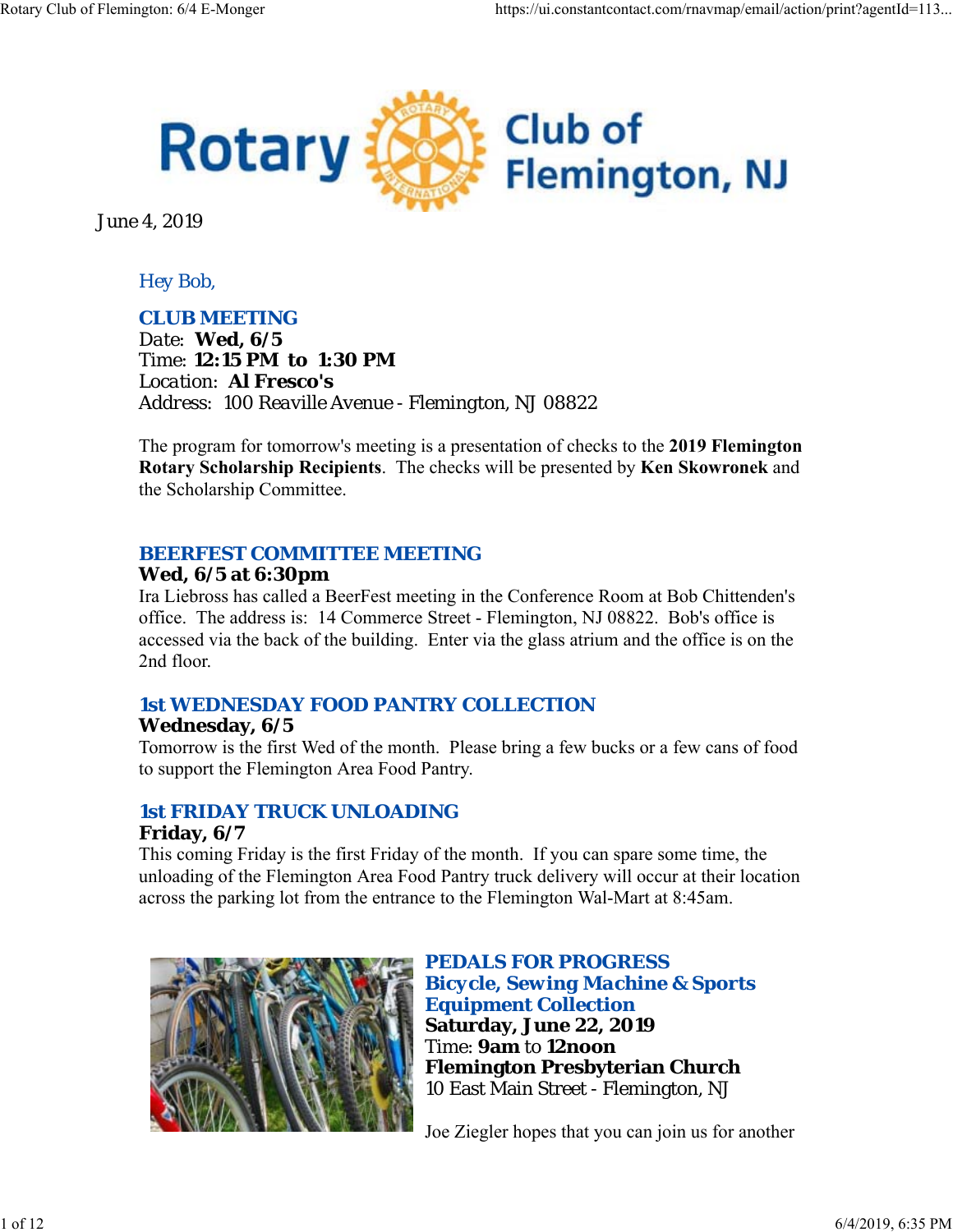# Rotary Club of Flemington, NJ

June 4, 2019

Hey Bob,

## CLUB MEETING

Date: **Wed, 6/5**
Time: **12:15 PM to 1:30 PM**
Location: **Al Fresco's**
Address: 100 Reaville Avenue - Flemington, NJ 08822

The program for tomorrow's meeting is a presentation of checks to the **2019 Flemington Rotary Scholarship Recipients**. The checks will be presented by **Ken Skowronek** and the Scholarship Committee.

## BEERFEST COMMITTEE MEETING

**Wed, 6/5 at 6:30pm**

Ira Liebross has called a BeerFest meeting in the Conference Room at Bob Chittenden's office. The address is: 14 Commerce Street - Flemington, NJ 08822. Bob's office is accessed via the back of the building. Enter via the glass atrium and the office is on the 2nd floor.

## 1st WEDNESDAY FOOD PANTRY COLLECTION

**Wednesday, 6/5**

Tomorrow is the first Wed of the month. Please bring a few bucks or a few cans of food to support the Flemington Area Food Pantry.

## 1st FRIDAY TRUCK UNLOADING

**Friday, 6/7**

This coming Friday is the first Friday of the month. If you can spare some time, the unloading of the Flemington Area Food Pantry truck delivery will occur at their location across the parking lot from the entrance to the Flemington Wal-Mart at 8:45am.

## PEDALS FOR PROGRESS Bicycle, Sewing Machine & Sports Equipment Collection

**Saturday, June 22, 2019**
Time: **9am** to **12noon**
**Flemington Presbyterian Church**
10 East Main Street - Flemington, NJ

Joe Ziegler hopes that you can join us for another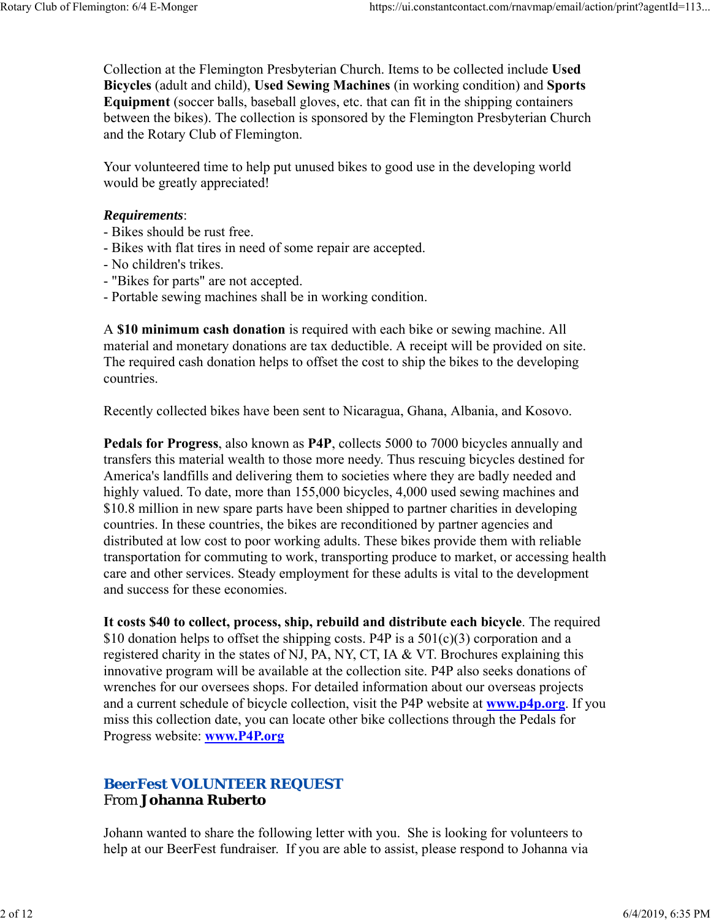Collection at the Flemington Presbyterian Church. Items to be collected include **Used Bicycles** (adult and child), **Used Sewing Machines** (in working condition) and **Sports Equipment** (soccer balls, baseball gloves, etc. that can fit in the shipping containers between the bikes). The collection is sponsored by the Flemington Presbyterian Church and the Rotary Club of Flemington.

Your volunteered time to help put unused bikes to good use in the developing world would be greatly appreciated!

***Requirements***:
- Bikes should be rust free.
- Bikes with flat tires in need of some repair are accepted.
- No children's trikes.
- "Bikes for parts" are not accepted.
- Portable sewing machines shall be in working condition.

A **$10 minimum cash donation** is required with each bike or sewing machine. All material and monetary donations are tax deductible. A receipt will be provided on site. The required cash donation helps to offset the cost to ship the bikes to the developing countries.

Recently collected bikes have been sent to Nicaragua, Ghana, Albania, and Kosovo.

**Pedals for Progress**, also known as **P4P**, collects 5000 to 7000 bicycles annually and transfers this material wealth to those more needy. Thus rescuing bicycles destined for America's landfills and delivering them to societies where they are badly needed and highly valued. To date, more than 155,000 bicycles, 4,000 used sewing machines and $10.8 million in new spare parts have been shipped to partner charities in developing countries. In these countries, the bikes are reconditioned by partner agencies and distributed at low cost to poor working adults. These bikes provide them with reliable transportation for commuting to work, transporting produce to market, or accessing health care and other services. Steady employment for these adults is vital to the development and success for these economies.

**It costs $40 to collect, process, ship, rebuild and distribute each bicycle**. The required $10 donation helps to offset the shipping costs. P4P is a 501(c)(3) corporation and a registered charity in the states of NJ, PA, NY, CT, IA & VT. Brochures explaining this innovative program will be available at the collection site. P4P also seeks donations of wrenches for our oversees shops. For detailed information about our overseas projects and a current schedule of bicycle collection, visit the P4P website at **www.p4p.org**. If you miss this collection date, you can locate other bike collections through the Pedals for Progress website: **www.P4P.org**

## BeerFest VOLUNTEER REQUEST

From **Johanna Ruberto**

Johann wanted to share the following letter with you. She is looking for volunteers to help at our BeerFest fundraiser. If you are able to assist, please respond to Johanna via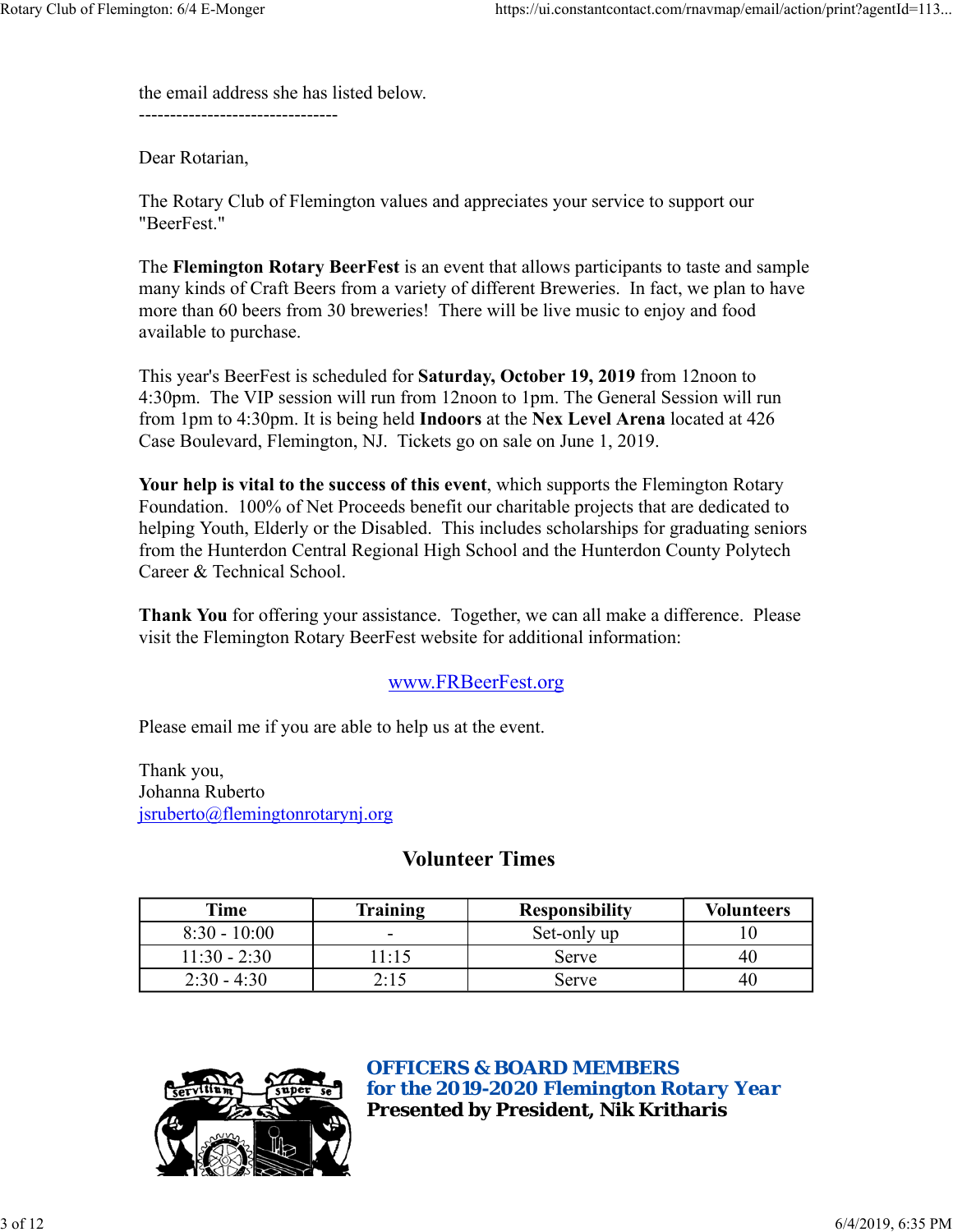the email address she has listed below.

--------------------------------

Dear Rotarian,

The Rotary Club of Flemington values and appreciates your service to support our "BeerFest."

The **Flemington Rotary BeerFest** is an event that allows participants to taste and sample many kinds of Craft Beers from a variety of different Breweries. In fact, we plan to have more than 60 beers from 30 breweries! There will be live music to enjoy and food available to purchase.

This year's BeerFest is scheduled for **Saturday, October 19, 2019** from 12noon to 4:30pm. The VIP session will run from 12noon to 1pm. The General Session will run from 1pm to 4:30pm. It is being held **Indoors** at the **Nex Level Arena** located at 426 Case Boulevard, Flemington, NJ. Tickets go on sale on June 1, 2019.

**Your help is vital to the success of this event**, which supports the Flemington Rotary Foundation. 100% of Net Proceeds benefit our charitable projects that are dedicated to helping Youth, Elderly or the Disabled. This includes scholarships for graduating seniors from the Hunterdon Central Regional High School and the Hunterdon County Polytech Career & Technical School.

**Thank You** for offering your assistance. Together, we can all make a difference. Please visit the Flemington Rotary BeerFest website for additional information:

www.FRBeerFest.org

Please email me if you are able to help us at the event.

Thank you,
Johanna Ruberto
jsruberto@flemingtonrotarynj.org

## Volunteer Times

| Time | Training | Responsibility | Volunteers |
| --- | --- | --- | --- |
| 8:30 - 10:00 | - | Set-only up | 10 |
| 11:30 - 2:30 | 11:15 | Serve | 40 |
| 2:30 - 4:30 | 2:15 | Serve | 40 |

## OFFICERS & BOARD MEMBERS for the 2019-2020 Flemington Rotary Year

**Presented by President, Nik Kritharis**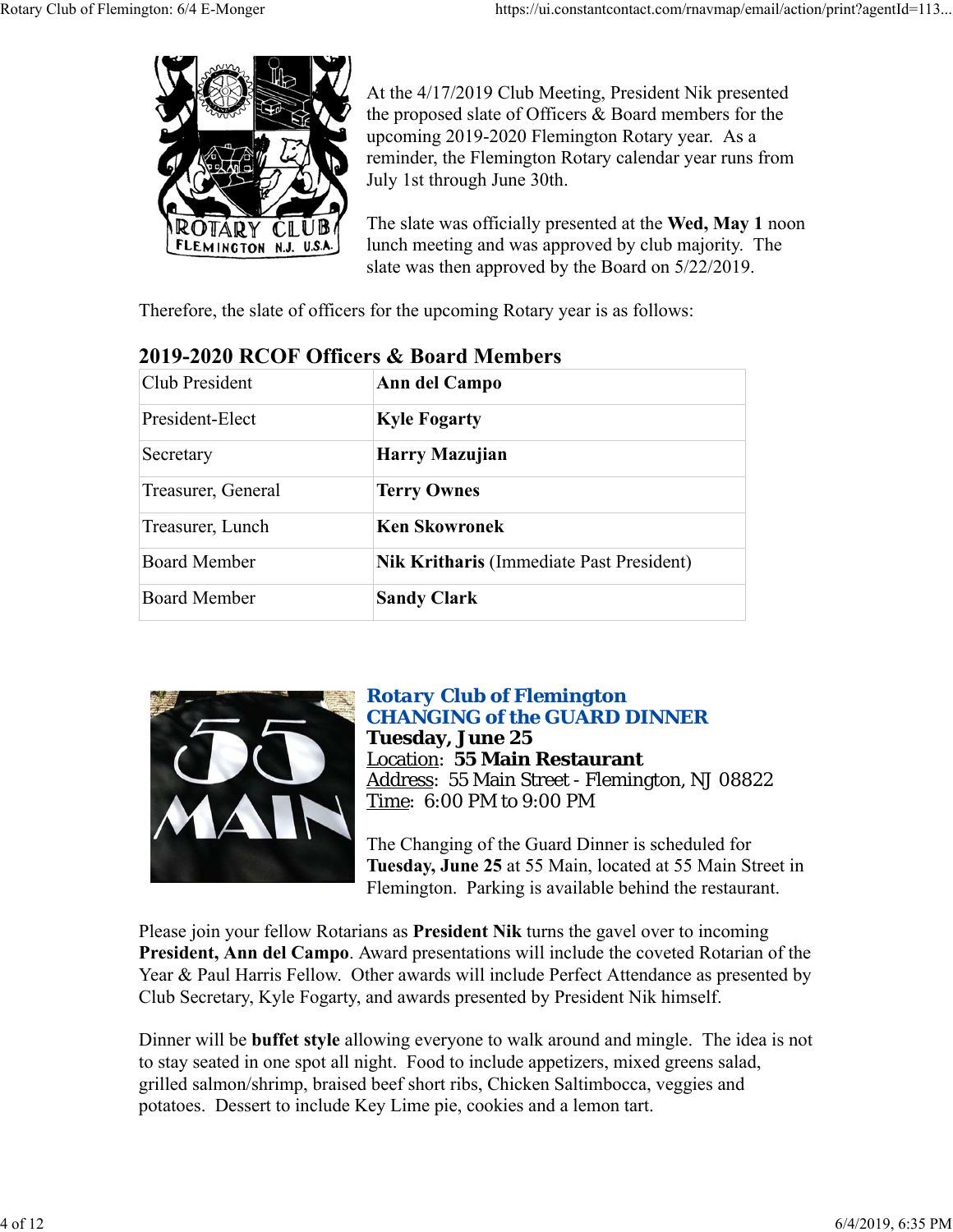At the 4/17/2019 Club Meeting, President Nik presented the proposed slate of Officers & Board members for the upcoming 2019-2020 Flemington Rotary year. As a reminder, the Flemington Rotary calendar year runs from July 1st through June 30th.

The slate was officially presented at the **Wed, May 1** noon lunch meeting and was approved by club majority. The slate was then approved by the Board on 5/22/2019.

Therefore, the slate of officers for the upcoming Rotary year is as follows:

## 2019-2020 RCOF Officers & Board Members

| | |
|---|---|
| Club President | **Ann del Campo** |
| President-Elect | **Kyle Fogarty** |
| Secretary | **Harry Mazujian** |
| Treasurer, General | **Terry Ownes** |
| Treasurer, Lunch | **Ken Skowronek** |
| Board Member | **Nik Kritharis** (Immediate Past President) |
| Board Member | **Sandy Clark** |

## *Rotary Club of Flemington*
## CHANGING of the GUARD DINNER

**Tuesday, June 25**
Location: **55 Main Restaurant**
Address: 55 Main Street - Flemington, NJ 08822
Time: 6:00 PM to 9:00 PM

The Changing of the Guard Dinner is scheduled for **Tuesday, June 25** at 55 Main, located at 55 Main Street in Flemington. Parking is available behind the restaurant.

Please join your fellow Rotarians as **President Nik** turns the gavel over to incoming **President, Ann del Campo**. Award presentations will include the coveted Rotarian of the Year & Paul Harris Fellow. Other awards will include Perfect Attendance as presented by Club Secretary, Kyle Fogarty, and awards presented by President Nik himself.

Dinner will be **buffet style** allowing everyone to walk around and mingle. The idea is not to stay seated in one spot all night. Food to include appetizers, mixed greens salad, grilled salmon/shrimp, braised beef short ribs, Chicken Saltimbocca, veggies and potatoes. Dessert to include Key Lime pie, cookies and a lemon tart.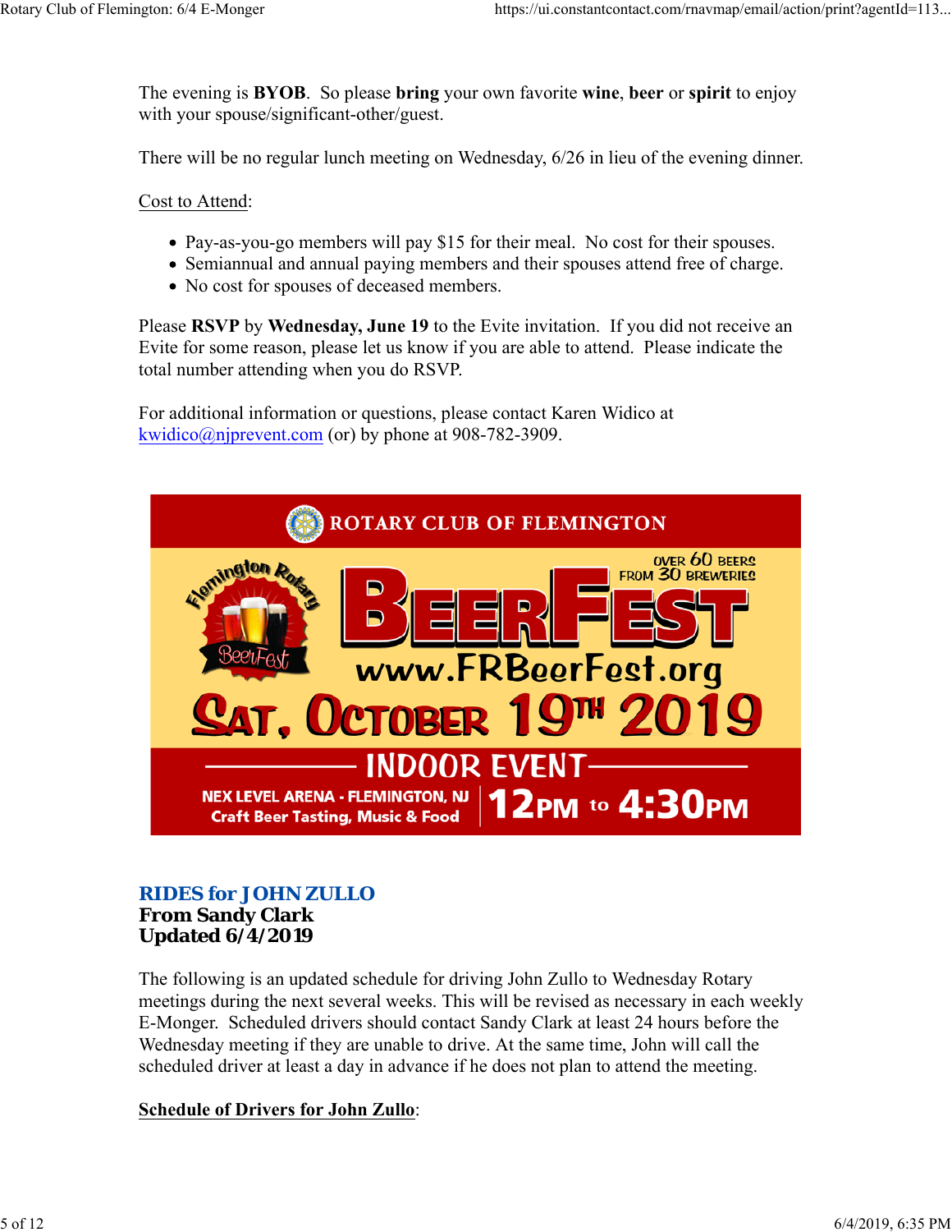The evening is **BYOB**. So please **bring** your own favorite **wine**, **beer** or **spirit** to enjoy with your spouse/significant-other/guest.

There will be no regular lunch meeting on Wednesday, 6/26 in lieu of the evening dinner.

Cost to Attend:

- Pay-as-you-go members will pay $15 for their meal. No cost for their spouses.
- Semiannual and annual paying members and their spouses attend free of charge.
- No cost for spouses of deceased members.

Please **RSVP** by **Wednesday, June 19** to the Evite invitation. If you did not receive an Evite for some reason, please let us know if you are able to attend. Please indicate the total number attending when you do RSVP.

For additional information or questions, please contact Karen Widico at kwidico@njprevent.com (or) by phone at 908-782-3909.

ROTARY CLUB OF FLEMINGTON

Flemington Rotary BeerFest

OVER 60 BEERS FROM 30 BREWERIES

# BEERFEST

www.FRBeerFest.org

SAT, OCTOBER 19TH 2019

INDOOR EVENT

NEX LEVEL ARENA - FLEMINGTON, NJ
Craft Beer Tasting, Music & Food

12PM to 4:30PM

## RIDES for JOHN ZULLO
**From Sandy Clark**
**Updated 6/4/2019**

The following is an updated schedule for driving John Zullo to Wednesday Rotary meetings during the next several weeks. This will be revised as necessary in each weekly E-Monger. Scheduled drivers should contact Sandy Clark at least 24 hours before the Wednesday meeting if they are unable to drive. At the same time, John will call the scheduled driver at least a day in advance if he does not plan to attend the meeting.

**Schedule of Drivers for John Zullo**: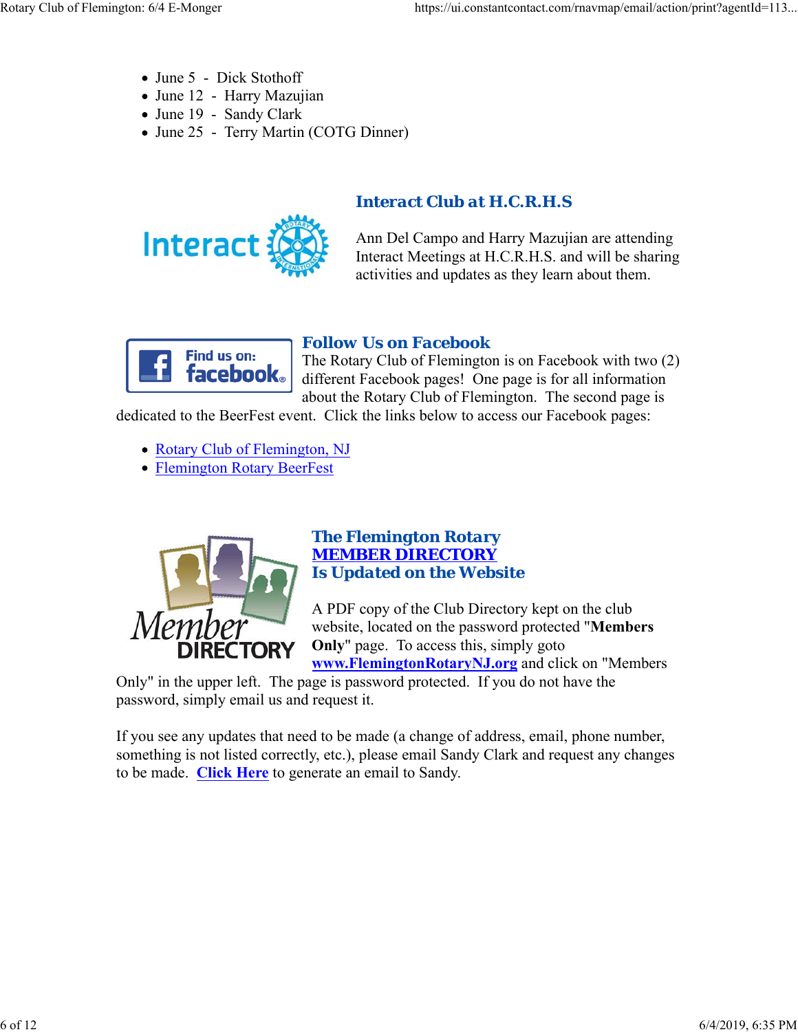- June 5 - Dick Stothoff
- June 12 - Harry Mazujian
- June 19 - Sandy Clark
- June 25 - Terry Martin (COTG Dinner)

## Interact Club at H.C.R.H.S

Ann Del Campo and Harry Mazujian are attending Interact Meetings at H.C.R.H.S. and will be sharing activities and updates as they learn about them.

## Follow Us on Facebook

The Rotary Club of Flemington is on Facebook with two (2) different Facebook pages! One page is for all information about the Rotary Club of Flemington. The second page is dedicated to the BeerFest event. Click the links below to access our Facebook pages:

- Rotary Club of Flemington, NJ
- Flemington Rotary BeerFest

## The Flemington Rotary MEMBER DIRECTORY Is Updated on the Website

A PDF copy of the Club Directory kept on the club website, located on the password protected "**Members Only**" page. To access this, simply goto **www.FlemingtonRotaryNJ.org** and click on "Members Only" in the upper left. The page is password protected. If you do not have the password, simply email us and request it.

If you see any updates that need to be made (a change of address, email, phone number, something is not listed correctly, etc.), please email Sandy Clark and request any changes to be made. **Click Here** to generate an email to Sandy.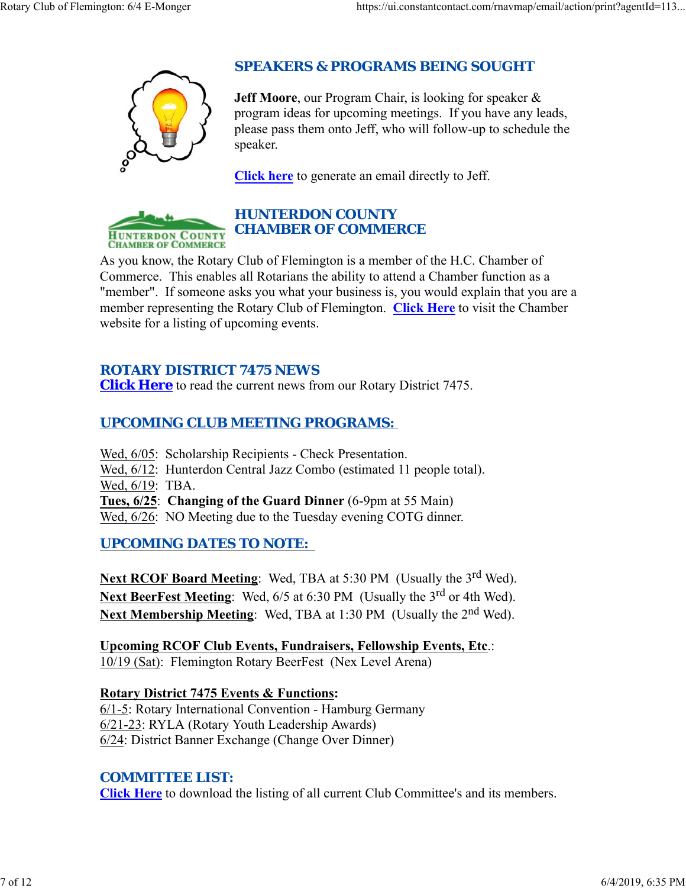## SPEAKERS & PROGRAMS BEING SOUGHT

**Jeff Moore**, our Program Chair, is looking for speaker & program ideas for upcoming meetings. If you have any leads, please pass them onto Jeff, who will follow-up to schedule the speaker.

**Click here** to generate an email directly to Jeff.

## HUNTERDON COUNTY CHAMBER OF COMMERCE

As you know, the Rotary Club of Flemington is a member of the H.C. Chamber of Commerce. This enables all Rotarians the ability to attend a Chamber function as a "member". If someone asks you what your business is, you would explain that you are a member representing the Rotary Club of Flemington. **Click Here** to visit the Chamber website for a listing of upcoming events.

## ROTARY DISTRICT 7475 NEWS

**Click Here** to read the current news from our Rotary District 7475.

## UPCOMING CLUB MEETING PROGRAMS:

Wed, 6/05: Scholarship Recipients - Check Presentation.
Wed, 6/12: Hunterdon Central Jazz Combo (estimated 11 people total).
Wed, 6/19: TBA.
**Tues, 6/25**: **Changing of the Guard Dinner** (6-9pm at 55 Main)
Wed, 6/26: NO Meeting due to the Tuesday evening COTG dinner.

## UPCOMING DATES TO NOTE:

**Next RCOF Board Meeting**: Wed, TBA at 5:30 PM (Usually the 3rd Wed).
**Next BeerFest Meeting**: Wed, 6/5 at 6:30 PM (Usually the 3rd or 4th Wed).
**Next Membership Meeting**: Wed, TBA at 1:30 PM (Usually the 2nd Wed).

**Upcoming RCOF Club Events, Fundraisers, Fellowship Events, Etc**.:
10/19 (Sat): Flemington Rotary BeerFest (Nex Level Arena)

**Rotary District 7475 Events & Functions:**
6/1-5: Rotary International Convention - Hamburg Germany
6/21-23: RYLA (Rotary Youth Leadership Awards)
6/24: District Banner Exchange (Change Over Dinner)

## COMMITTEE LIST:

**Click Here** to download the listing of all current Club Committee's and its members.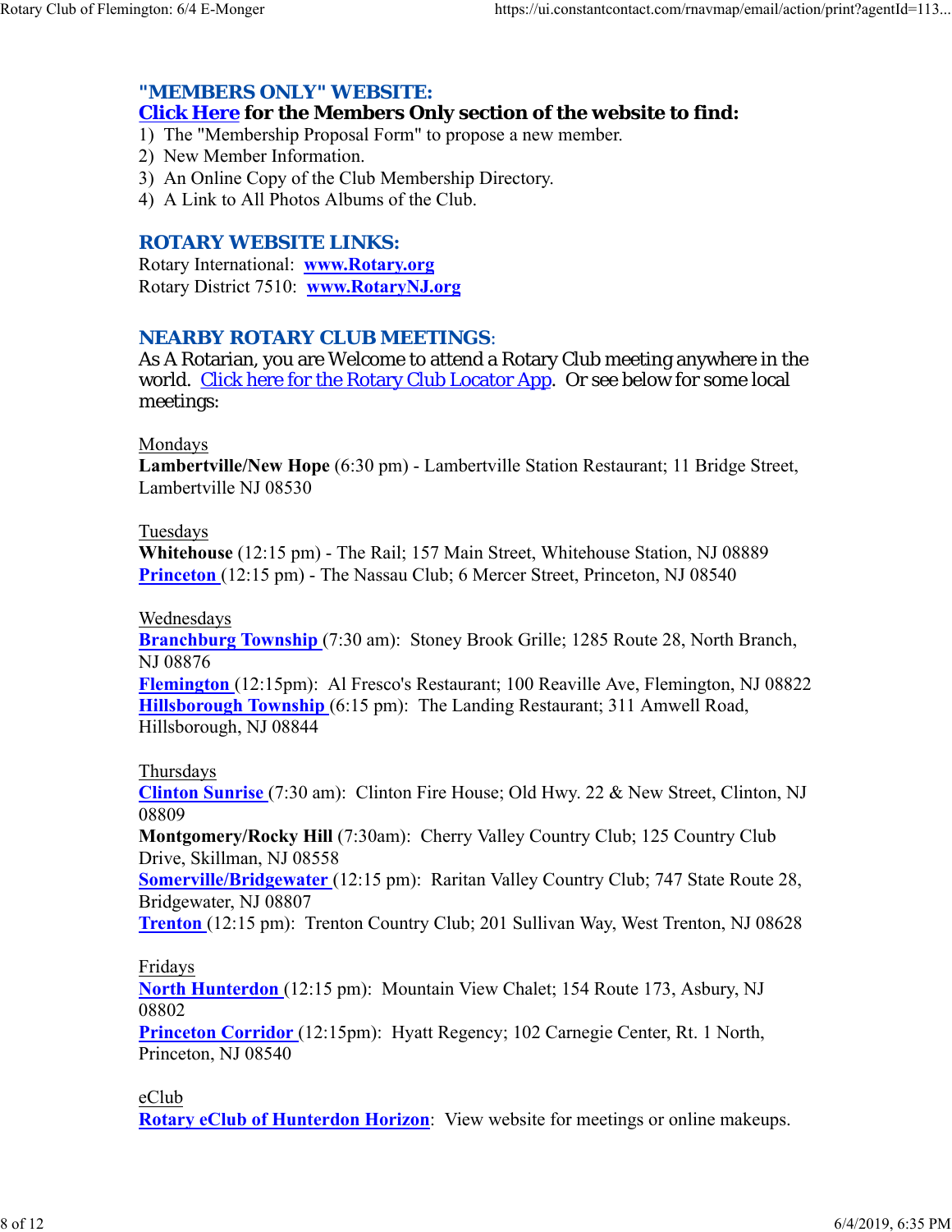## "MEMBERS ONLY" WEBSITE:

**Click Here for the Members Only section of the website to find:**

1) The "Membership Proposal Form" to propose a new member.
2) New Member Information.
3) An Online Copy of the Club Membership Directory.
4) A Link to All Photos Albums of the Club.

## ROTARY WEBSITE LINKS:

Rotary International: **www.Rotary.org**
Rotary District 7510: **www.RotaryNJ.org**

## NEARBY ROTARY CLUB MEETINGS:

As A Rotarian, you are Welcome to attend a Rotary Club meeting anywhere in the world. Click here for the Rotary Club Locator App. Or see below for some local meetings:

Mondays
**Lambertville/New Hope** (6:30 pm) - Lambertville Station Restaurant; 11 Bridge Street, Lambertville NJ 08530

Tuesdays
**Whitehouse** (12:15 pm) - The Rail; 157 Main Street, Whitehouse Station, NJ 08889
**Princeton** (12:15 pm) - The Nassau Club; 6 Mercer Street, Princeton, NJ 08540

Wednesdays
**Branchburg Township** (7:30 am): Stoney Brook Grille; 1285 Route 28, North Branch, NJ 08876
**Flemington** (12:15pm): Al Fresco's Restaurant; 100 Reaville Ave, Flemington, NJ 08822
**Hillsborough Township** (6:15 pm): The Landing Restaurant; 311 Amwell Road, Hillsborough, NJ 08844

Thursdays
**Clinton Sunrise** (7:30 am): Clinton Fire House; Old Hwy. 22 & New Street, Clinton, NJ 08809
**Montgomery/Rocky Hill** (7:30am): Cherry Valley Country Club; 125 Country Club Drive, Skillman, NJ 08558
**Somerville/Bridgewater** (12:15 pm): Raritan Valley Country Club; 747 State Route 28, Bridgewater, NJ 08807
**Trenton** (12:15 pm): Trenton Country Club; 201 Sullivan Way, West Trenton, NJ 08628

Fridays
**North Hunterdon** (12:15 pm): Mountain View Chalet; 154 Route 173, Asbury, NJ 08802
**Princeton Corridor** (12:15pm): Hyatt Regency; 102 Carnegie Center, Rt. 1 North, Princeton, NJ 08540

eClub
**Rotary eClub of Hunterdon Horizon**: View website for meetings or online makeups.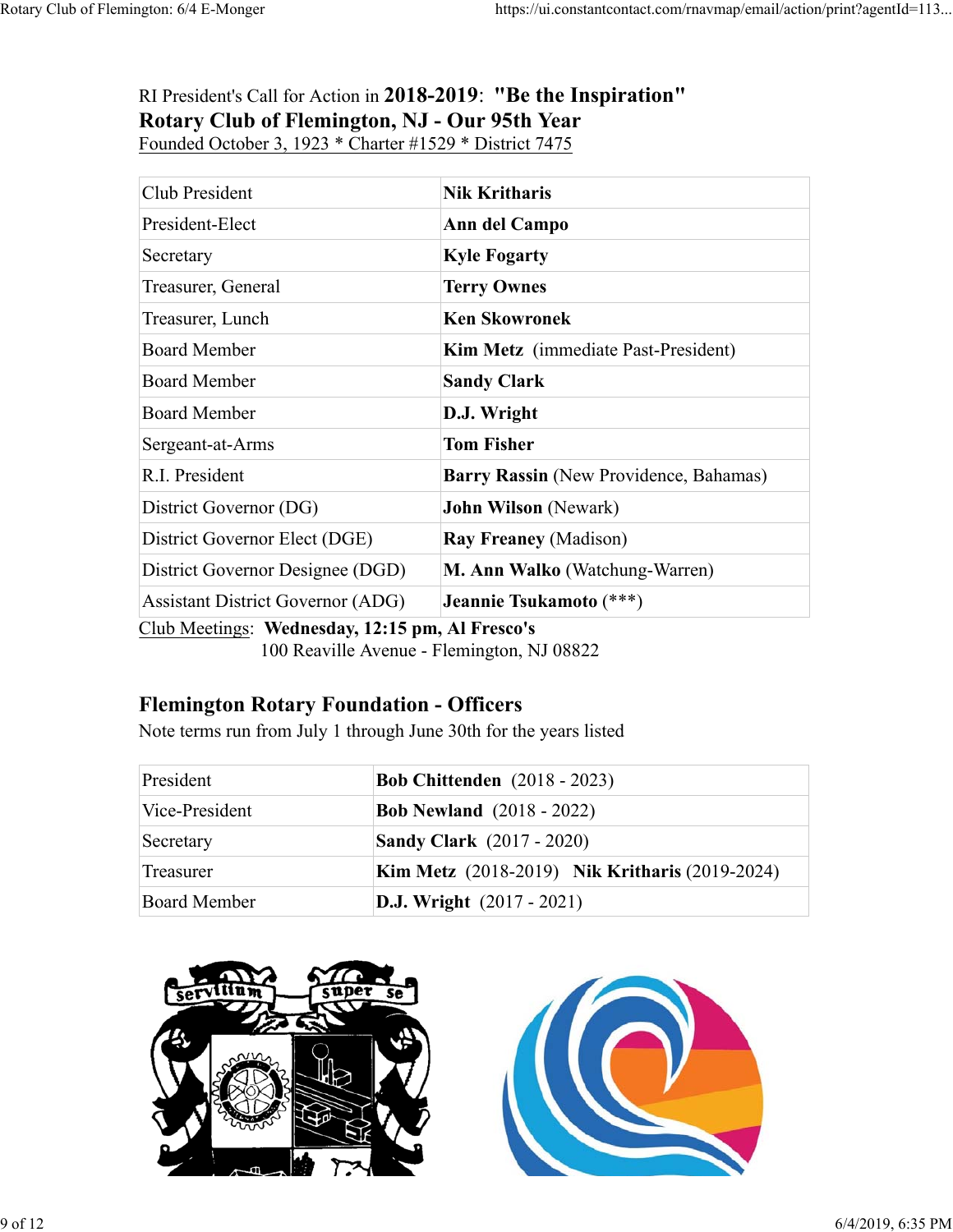RI President's Call for Action in **2018-2019**: **"Be the Inspiration"**

**Rotary Club of Flemington, NJ - Our 95th Year**

Founded October 3, 1923 * Charter #1529 * District 7475

| | |
|---|---|
| Club President | **Nik Kritharis** |
| President-Elect | **Ann del Campo** |
| Secretary | **Kyle Fogarty** |
| Treasurer, General | **Terry Ownes** |
| Treasurer, Lunch | **Ken Skowronek** |
| Board Member | **Kim Metz** (immediate Past-President) |
| Board Member | **Sandy Clark** |
| Board Member | **D.J. Wright** |
| Sergeant-at-Arms | **Tom Fisher** |
| R.I. President | **Barry Rassin** (New Providence, Bahamas) |
| District Governor (DG) | **John Wilson** (Newark) |
| District Governor Elect (DGE) | **Ray Freaney** (Madison) |
| District Governor Designee (DGD) | **M. Ann Walko** (Watchung-Warren) |
| Assistant District Governor (ADG) | **Jeannie Tsukamoto** (***) |

Club Meetings: **Wednesday, 12:15 pm, Al Fresco's**
100 Reaville Avenue - Flemington, NJ 08822

## Flemington Rotary Foundation - Officers

Note terms run from July 1 through June 30th for the years listed

| | |
|---|---|
| President | **Bob Chittenden** (2018 - 2023) |
| Vice-President | **Bob Newland** (2018 - 2022) |
| Secretary | **Sandy Clark** (2017 - 2020) |
| Treasurer | **Kim Metz** (2018-2019) **Nik Kritharis** (2019-2024) |
| Board Member | **D.J. Wright** (2017 - 2021) |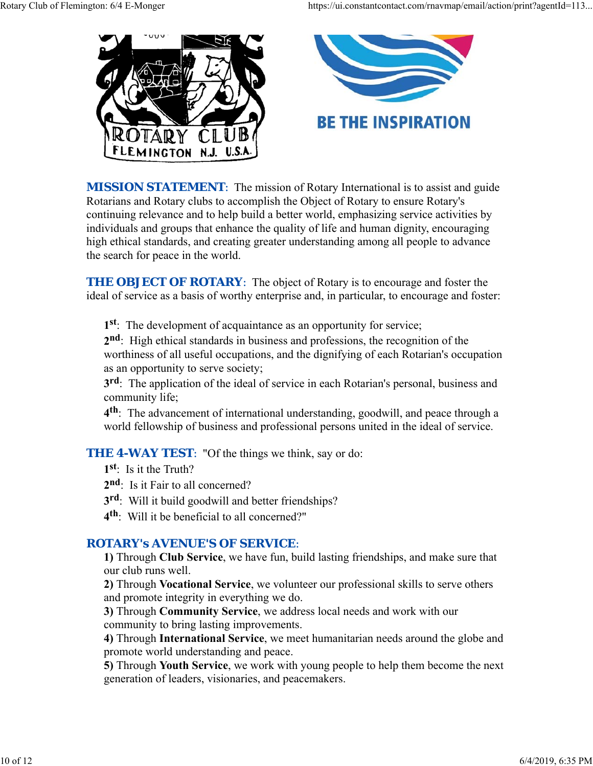ROTARY CLUB FLEMINGTON N.J. U.S.A.

BE THE INSPIRATION

**MISSION STATEMENT**: The mission of Rotary International is to assist and guide Rotarians and Rotary clubs to accomplish the Object of Rotary to ensure Rotary's continuing relevance and to help build a better world, emphasizing service activities by individuals and groups that enhance the quality of life and human dignity, encouraging high ethical standards, and creating greater understanding among all people to advance the search for peace in the world.

**THE OBJECT OF ROTARY**: The object of Rotary is to encourage and foster the ideal of service as a basis of worthy enterprise and, in particular, to encourage and foster:

**1st**: The development of acquaintance as an opportunity for service;
**2nd**: High ethical standards in business and professions, the recognition of the worthiness of all useful occupations, and the dignifying of each Rotarian's occupation as an opportunity to serve society;
**3rd**: The application of the ideal of service in each Rotarian's personal, business and community life;
**4th**: The advancement of international understanding, goodwill, and peace through a world fellowship of business and professional persons united in the ideal of service.

**THE 4-WAY TEST**: "Of the things we think, say or do:
**1st**: Is it the Truth?
**2nd**: Is it Fair to all concerned?
**3rd**: Will it build goodwill and better friendships?
**4th**: Will it be beneficial to all concerned?"

**ROTARY's AVENUE'S OF SERVICE**:
**1)** Through **Club Service**, we have fun, build lasting friendships, and make sure that our club runs well.
**2)** Through **Vocational Service**, we volunteer our professional skills to serve others and promote integrity in everything we do.
**3)** Through **Community Service**, we address local needs and work with our community to bring lasting improvements.
**4)** Through **International Service**, we meet humanitarian needs around the globe and promote world understanding and peace.
**5)** Through **Youth Service**, we work with young people to help them become the next generation of leaders, visionaries, and peacemakers.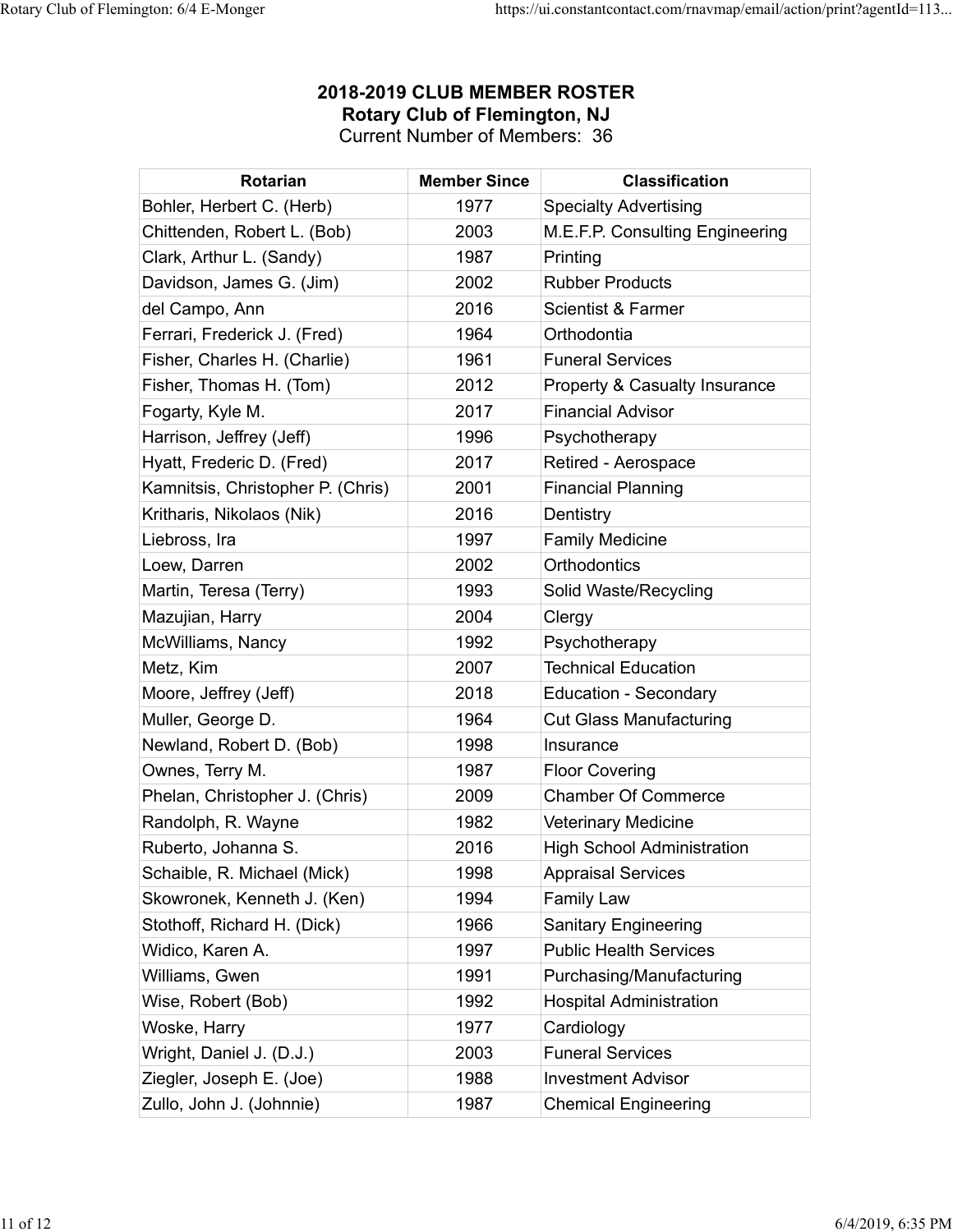**2018-2019 CLUB MEMBER ROSTER**
**Rotary Club of Flemington, NJ**
Current Number of Members: 36

| Rotarian | Member Since | Classification |
|---|---|---|
| Bohler, Herbert C. (Herb) | 1977 | Specialty Advertising |
| Chittenden, Robert L. (Bob) | 2003 | M.E.F.P. Consulting Engineering |
| Clark, Arthur L. (Sandy) | 1987 | Printing |
| Davidson, James G. (Jim) | 2002 | Rubber Products |
| del Campo, Ann | 2016 | Scientist & Farmer |
| Ferrari, Frederick J. (Fred) | 1964 | Orthodontia |
| Fisher, Charles H. (Charlie) | 1961 | Funeral Services |
| Fisher, Thomas H. (Tom) | 2012 | Property & Casualty Insurance |
| Fogarty, Kyle M. | 2017 | Financial Advisor |
| Harrison, Jeffrey (Jeff) | 1996 | Psychotherapy |
| Hyatt, Frederic D. (Fred) | 2017 | Retired - Aerospace |
| Kamnitsis, Christopher P. (Chris) | 2001 | Financial Planning |
| Kritharis, Nikolaos (Nik) | 2016 | Dentistry |
| Liebross, Ira | 1997 | Family Medicine |
| Loew, Darren | 2002 | Orthodontics |
| Martin, Teresa (Terry) | 1993 | Solid Waste/Recycling |
| Mazujian, Harry | 2004 | Clergy |
| McWilliams, Nancy | 1992 | Psychotherapy |
| Metz, Kim | 2007 | Technical Education |
| Moore, Jeffrey (Jeff) | 2018 | Education - Secondary |
| Muller, George D. | 1964 | Cut Glass Manufacturing |
| Newland, Robert D. (Bob) | 1998 | Insurance |
| Ownes, Terry M. | 1987 | Floor Covering |
| Phelan, Christopher J. (Chris) | 2009 | Chamber Of Commerce |
| Randolph, R. Wayne | 1982 | Veterinary Medicine |
| Ruberto, Johanna S. | 2016 | High School Administration |
| Schaible, R. Michael (Mick) | 1998 | Appraisal Services |
| Skowronek, Kenneth J. (Ken) | 1994 | Family Law |
| Stothoff, Richard H. (Dick) | 1966 | Sanitary Engineering |
| Widico, Karen A. | 1997 | Public Health Services |
| Williams, Gwen | 1991 | Purchasing/Manufacturing |
| Wise, Robert (Bob) | 1992 | Hospital Administration |
| Woske, Harry | 1977 | Cardiology |
| Wright, Daniel J. (D.J.) | 2003 | Funeral Services |
| Ziegler, Joseph E. (Joe) | 1988 | Investment Advisor |
| Zullo, John J. (Johnnie) | 1987 | Chemical Engineering |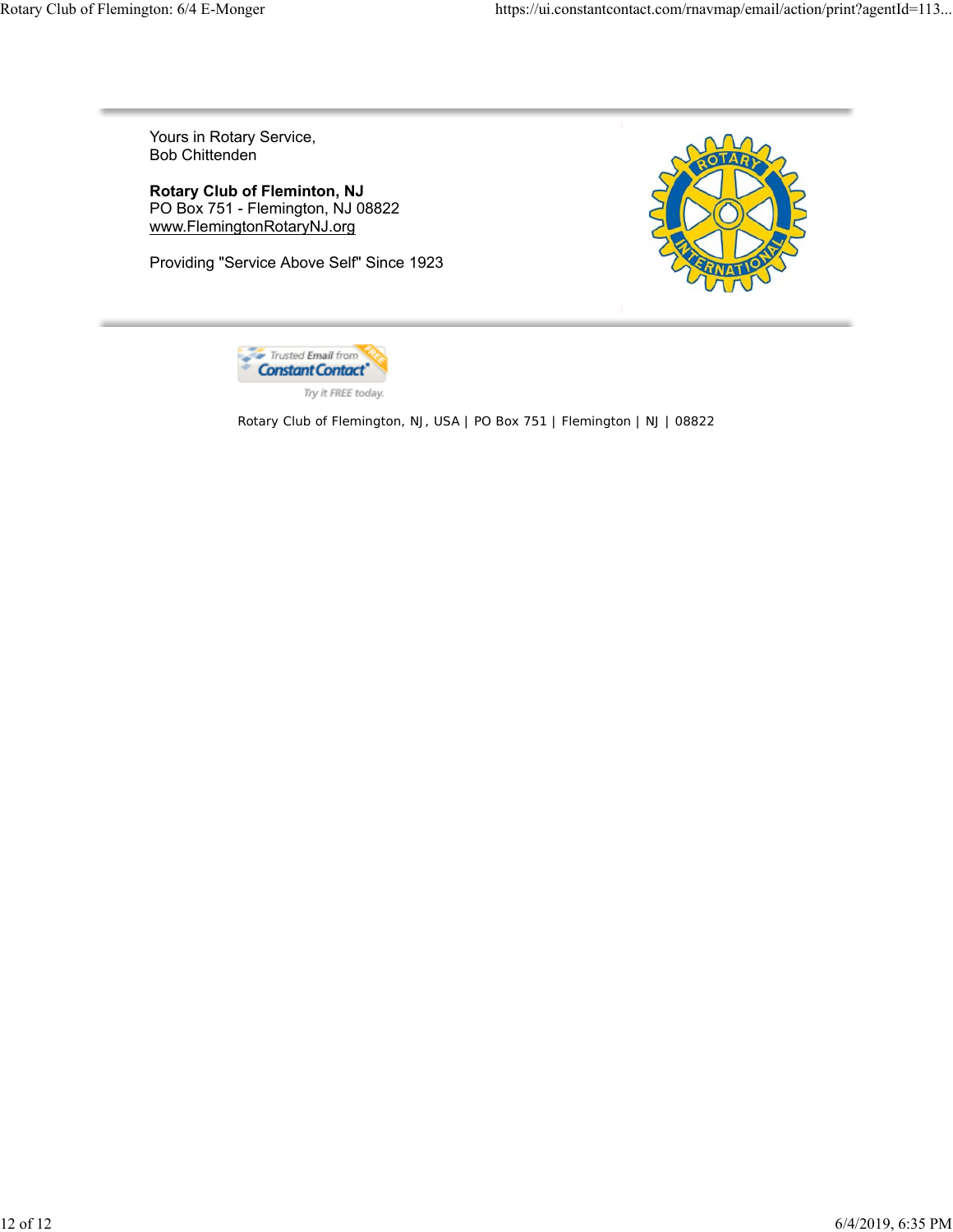Yours in Rotary Service,
Bob Chittenden

**Rotary Club of Fleminton, NJ**
PO Box 751 - Flemington, NJ 08822
www.FlemingtonRotaryNJ.org

Providing "Service Above Self" Since 1923

Trusted Email from Constant Contact
Try it FREE today.

Rotary Club of Flemington, NJ, USA | PO Box 751 | Flemington | NJ | 08822